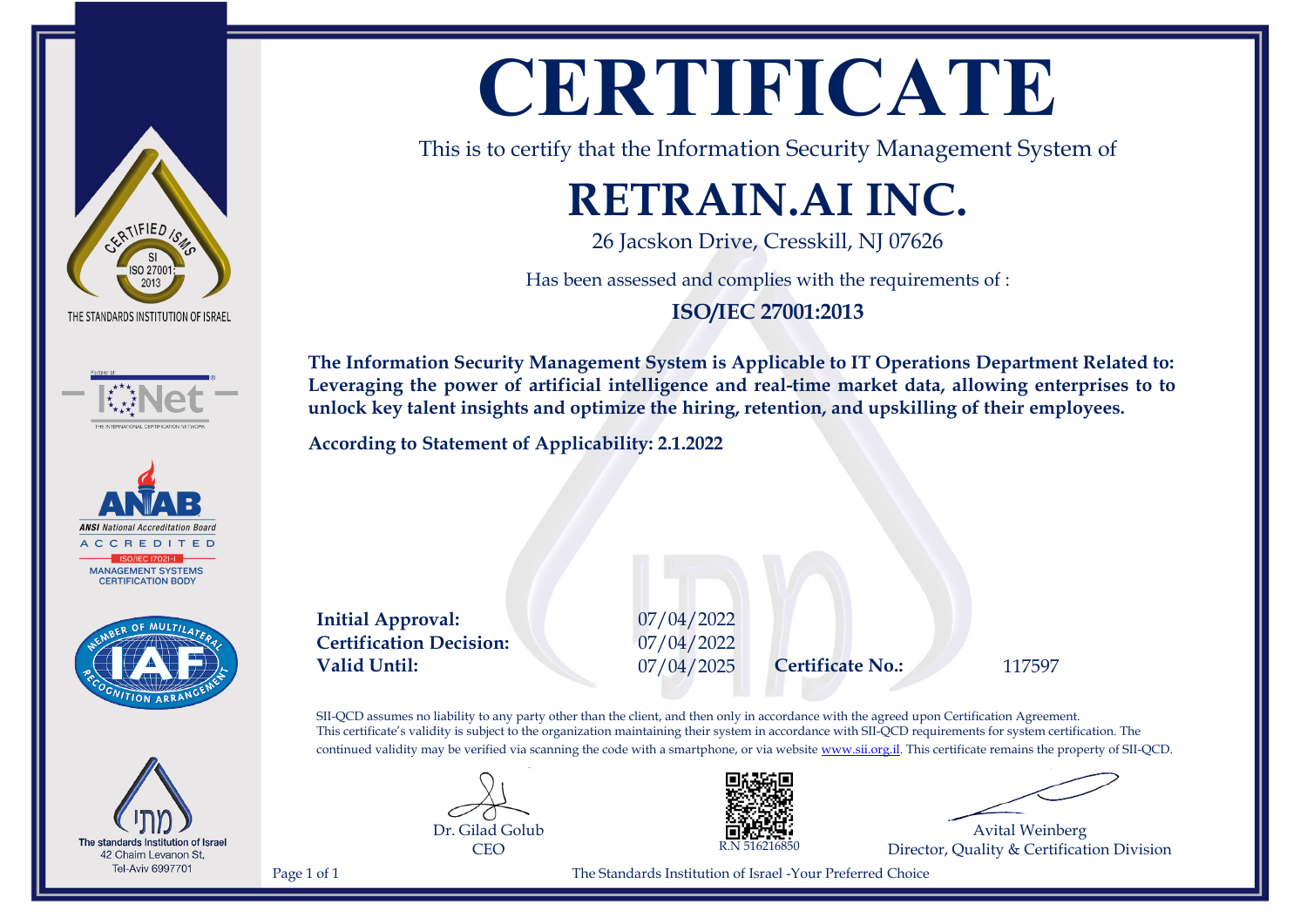# CERTIFICATE

This is to certify that the Information Security Management System of

## RETRAIN.AI INC.

26 Jacskon Drive, Cresskill, NJ 07626

Has been assessed and complies with the requirements of :

**ISO/IEC 27001:2013**

**The Information Security Management System is Applicable to IT Operations Department Related to: Leveraging the power of artificial intelligence and real-time market data, allowing enterprises to to unlock key talent insights and optimize the hiring, retention, and upskilling of their employees.**

**According to Statement of Applicability: 2.1.2022**

| | | | |
|---|---|---|---|
| **Initial Approval:** | 07/04/2022 | | |
| **Certification Decision:** | 07/04/2022 | | |
| **Valid Until:** | 07/04/2025 | **Certificate No.:** | 117597 |

SII-QCD assumes no liability to any party other than the client, and then only in accordance with the agreed upon Certification Agreement. This certificate's validity is subject to the organization maintaining their system in accordance with SII-QCD requirements for system certification. The continued validity may be verified via scanning the code with a smartphone, or via website www.sii.org.il. This certificate remains the property of SII-QCD.

Dr. Gilad Golub
CEO

R.N 516216850

Avital Weinberg
Director, Quality & Certification Division

CERTIFIED ISMS
SI
ISO 27001:
2013
THE STANDARDS INSTITUTION OF ISRAEL

Partner of IQNet
THE INTERNATIONAL CERTIFICATION NETWORK

ANAB
ANSI National Accreditation Board
ACCREDITED
ISO/IEC 17021-1
MANAGEMENT SYSTEMS
CERTIFICATION BODY

MEMBER OF MULTILATERAL RECOGNITION ARRANGEMENT
IAF

מתי
The standards Institution of Israel
42 Chaim Levanon St,
Tel-Aviv 6997701

The Standards Institution of Israel -Your Preferred Choice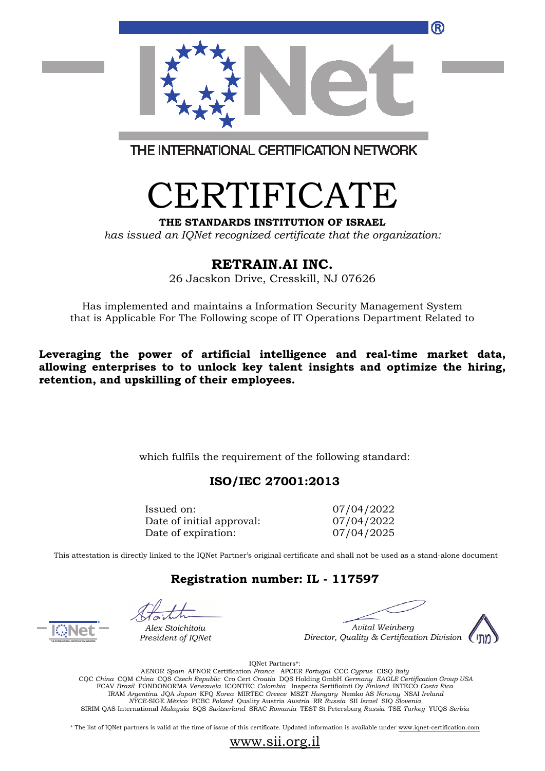THE INTERNATIONAL CERTIFICATION NETWORK

# CERTIFICATE

**THE STANDARDS INSTITUTION OF ISRAEL**

*has issued an IQNet recognized certificate that the organization:*

## RETRAIN.AI INC.

26 Jacskon Drive, Cresskill, NJ 07626

Has implemented and maintains a Information Security Management System that is Applicable For The Following scope of IT Operations Department Related to

**Leveraging the power of artificial intelligence and real-time market data, allowing enterprises to to unlock key talent insights and optimize the hiring, retention, and upskilling of their employees.**

which fulfils the requirement of the following standard:

### ISO/IEC 27001:2013

| | |
|---|---|
| Issued on: | 07/04/2022 |
| Date of initial approval: | 07/04/2022 |
| Date of expiration: | 07/04/2025 |

This attestation is directly linked to the IQNet Partner's original certificate and shall not be used as a stand-alone document

### Registration number: IL - 117597

*Alex Stoichitoiu*
*President of IQNet*

*Avital Weinberg*
*Director, Quality & Certification Division*

IQNet Partners*:

AENOR *Spain* AFNOR Certification *France* APCER *Portugal* CCC *Cyprus* CISQ *Italy*
CQC *China* CQM *China* CQS *Czech Republic* Cro Cert *Croatia* DQS Holding GmbH *Germany* *EAGLE Certification Group USA*
FCAV *Brazil* FONDONORMA *Venezuela* ICONTEC *Colombia* Inspecta Sertifiointi Oy *Finland* INTECO *Costa Rica*
IRAM *Argentina* JQA *Japan* KFQ *Korea* MIRTEC *Greece* MSZT *Hungary* Nemko AS *Norway* NSAI *Ireland*
*NYCE*-SIGE *México* PCBC *Poland* Quality Austria *Austria* RR *Russia* SII *Israel* SIQ *Slovenia*
SIRIM QAS International *Malaysia* SQS *Switzerland* SRAC *Romania* TEST St Petersburg *Russia* TSE *Turkey* YUQS *Serbia*

* The list of IQNet partners is valid at the time of issue of this certificate. Updated information is available under www.iqnet-certification.com

www.sii.org.il